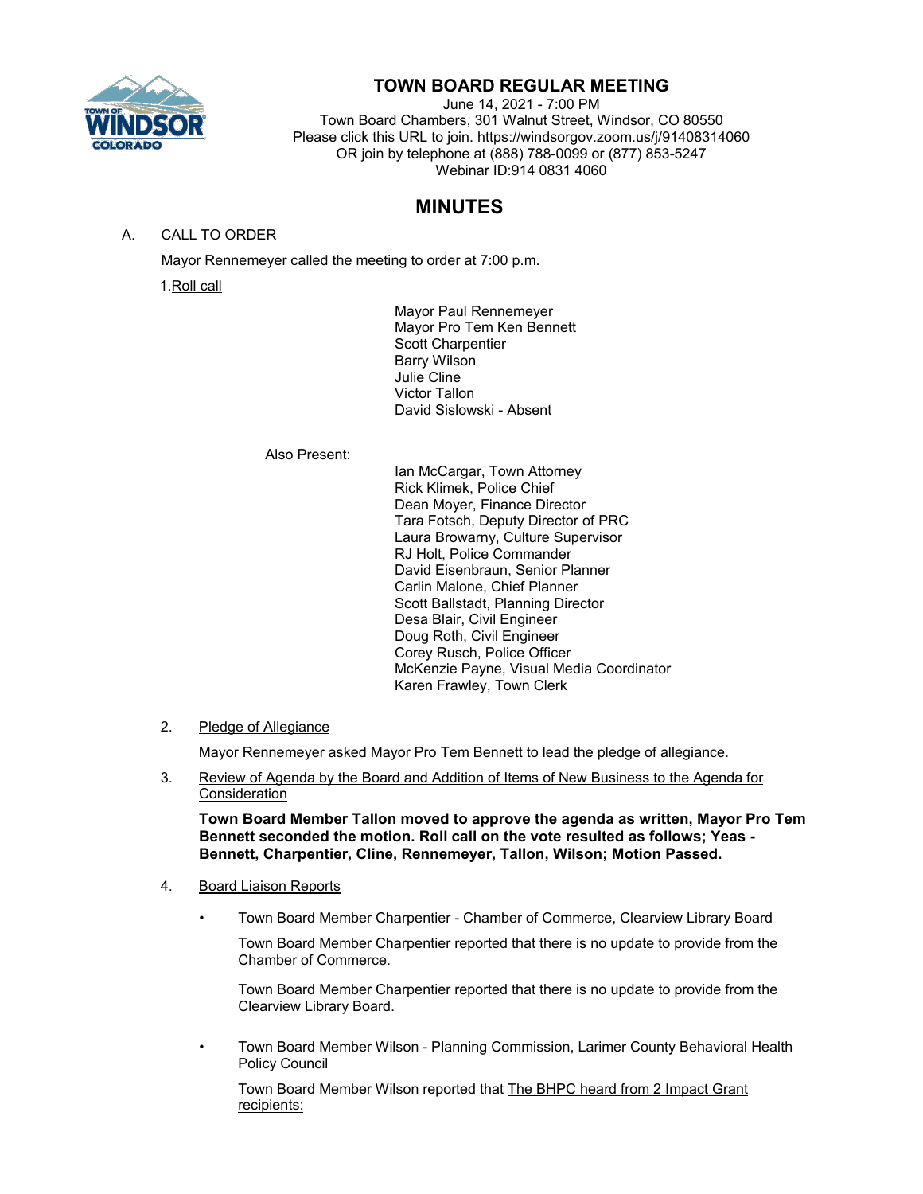# TOWN BOARD REGULAR MEETING

June 14, 2021 - 7:00 PM
Town Board Chambers, 301 Walnut Street, Windsor, CO 80550
Please click this URL to join. https://windsorgov.zoom.us/j/91408314060
OR join by telephone at (888) 788-0099 or (877) 853-5247
Webinar ID:914 0831 4060

## MINUTES

A. CALL TO ORDER

Mayor Rennemeyer called the meeting to order at 7:00 p.m.

1. Roll call

Mayor Paul Rennemeyer
Mayor Pro Tem Ken Bennett
Scott Charpentier
Barry Wilson
Julie Cline
Victor Tallon
David Sislowski - Absent

Also Present:

Ian McCargar, Town Attorney
Rick Klimek, Police Chief
Dean Moyer, Finance Director
Tara Fotsch, Deputy Director of PRC
Laura Browarny, Culture Supervisor
RJ Holt, Police Commander
David Eisenbraun, Senior Planner
Carlin Malone, Chief Planner
Scott Ballstadt, Planning Director
Desa Blair, Civil Engineer
Doug Roth, Civil Engineer
Corey Rusch, Police Officer
McKenzie Payne, Visual Media Coordinator
Karen Frawley, Town Clerk

2. Pledge of Allegiance

Mayor Rennemeyer asked Mayor Pro Tem Bennett to lead the pledge of allegiance.

3. Review of Agenda by the Board and Addition of Items of New Business to the Agenda for Consideration

**Town Board Member Tallon moved to approve the agenda as written, Mayor Pro Tem Bennett seconded the motion. Roll call on the vote resulted as follows; Yeas - Bennett, Charpentier, Cline, Rennemeyer, Tallon, Wilson; Motion Passed.**

4. Board Liaison Reports

- Town Board Member Charpentier - Chamber of Commerce, Clearview Library Board

  Town Board Member Charpentier reported that there is no update to provide from the Chamber of Commerce.

  Town Board Member Charpentier reported that there is no update to provide from the Clearview Library Board.

- Town Board Member Wilson - Planning Commission, Larimer County Behavioral Health Policy Council

  Town Board Member Wilson reported that The BHPC heard from 2 Impact Grant recipients: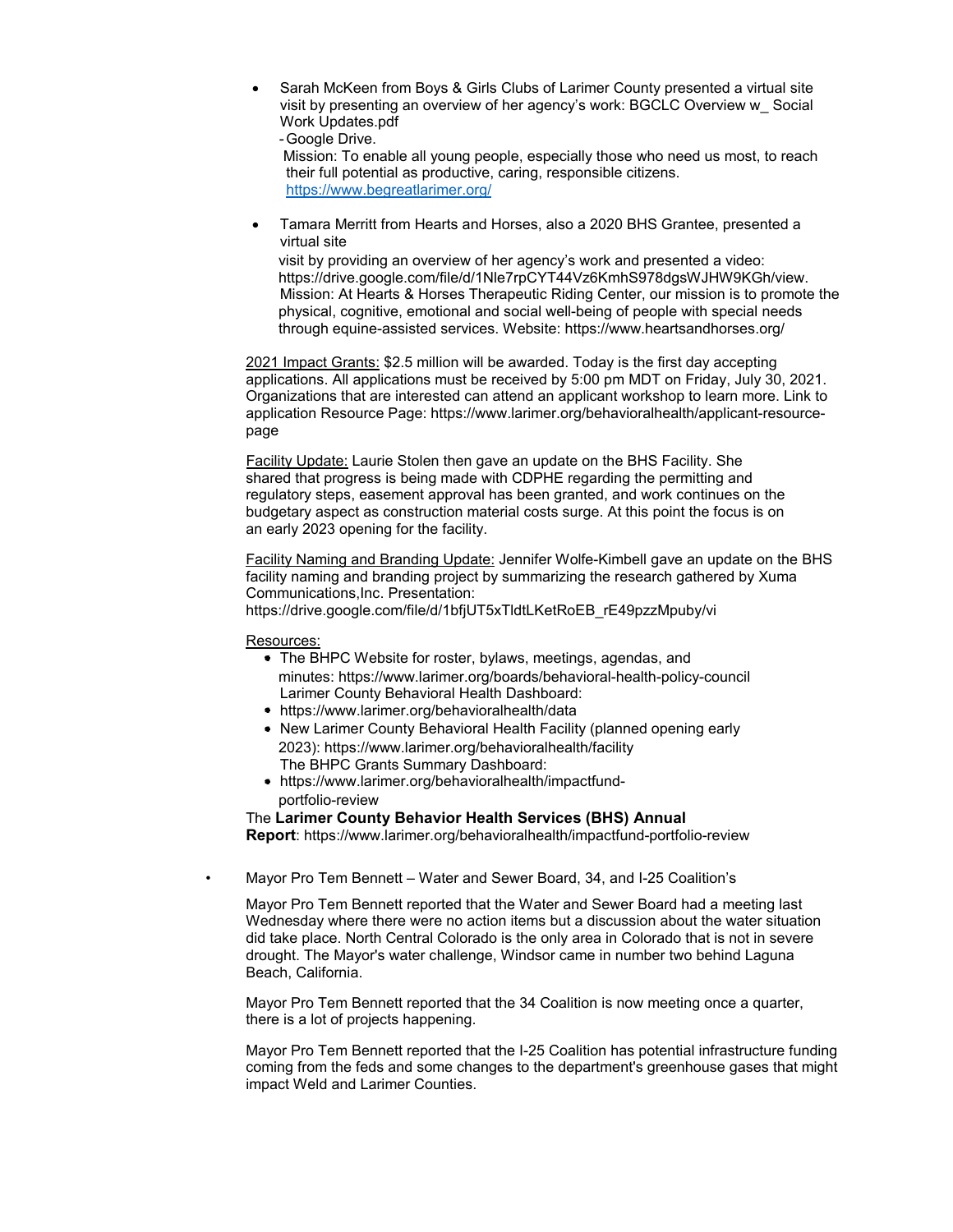- Sarah McKeen from Boys & Girls Clubs of Larimer County presented a virtual site visit by presenting an overview of her agency's work: BGCLC Overview w_ Social Work Updates.pdf
  - Google Drive.

  Mission: To enable all young people, especially those who need us most, to reach their full potential as productive, caring, responsible citizens.
  https://www.begreatlarimer.org/

- Tamara Merritt from Hearts and Horses, also a 2020 BHS Grantee, presented a virtual site visit by providing an overview of her agency's work and presented a video: https://drive.google.com/file/d/1Nle7rpCYT44Vz6KmhS978dgsWJHW9KGh/view.
  Mission: At Hearts & Horses Therapeutic Riding Center, our mission is to promote the physical, cognitive, emotional and social well-being of people with special needs through equine-assisted services. Website: https://www.heartsandhorses.org/

2021 Impact Grants: $2.5 million will be awarded. Today is the first day accepting applications. All applications must be received by 5:00 pm MDT on Friday, July 30, 2021. Organizations that are interested can attend an applicant workshop to learn more. Link to application Resource Page: https://www.larimer.org/behavioralhealth/applicant-resource-page

Facility Update: Laurie Stolen then gave an update on the BHS Facility. She shared that progress is being made with CDPHE regarding the permitting and regulatory steps, easement approval has been granted, and work continues on the budgetary aspect as construction material costs surge. At this point the focus is on an early 2023 opening for the facility.

Facility Naming and Branding Update: Jennifer Wolfe-Kimbell gave an update on the BHS facility naming and branding project by summarizing the research gathered by Xuma Communications,Inc. Presentation:
https://drive.google.com/file/d/1bfjUT5xTldtLKetRoEB_rE49pzzMpuby/vi

Resources:

- The BHPC Website for roster, bylaws, meetings, agendas, and minutes: https://www.larimer.org/boards/behavioral-health-policy-council
  Larimer County Behavioral Health Dashboard:
- https://www.larimer.org/behavioralhealth/data
- New Larimer County Behavioral Health Facility (planned opening early 2023): https://www.larimer.org/behavioralhealth/facility
  The BHPC Grants Summary Dashboard:
- https://www.larimer.org/behavioralhealth/impactfund-portfolio-review

The **Larimer County Behavior Health Services (BHS) Annual Report**: https://www.larimer.org/behavioralhealth/impactfund-portfolio-review

- Mayor Pro Tem Bennett – Water and Sewer Board, 34, and I-25 Coalition's

  Mayor Pro Tem Bennett reported that the Water and Sewer Board had a meeting last Wednesday where there were no action items but a discussion about the water situation did take place. North Central Colorado is the only area in Colorado that is not in severe drought. The Mayor's water challenge, Windsor came in number two behind Laguna Beach, California.

  Mayor Pro Tem Bennett reported that the 34 Coalition is now meeting once a quarter, there is a lot of projects happening.

  Mayor Pro Tem Bennett reported that the I-25 Coalition has potential infrastructure funding coming from the feds and some changes to the department's greenhouse gases that might impact Weld and Larimer Counties.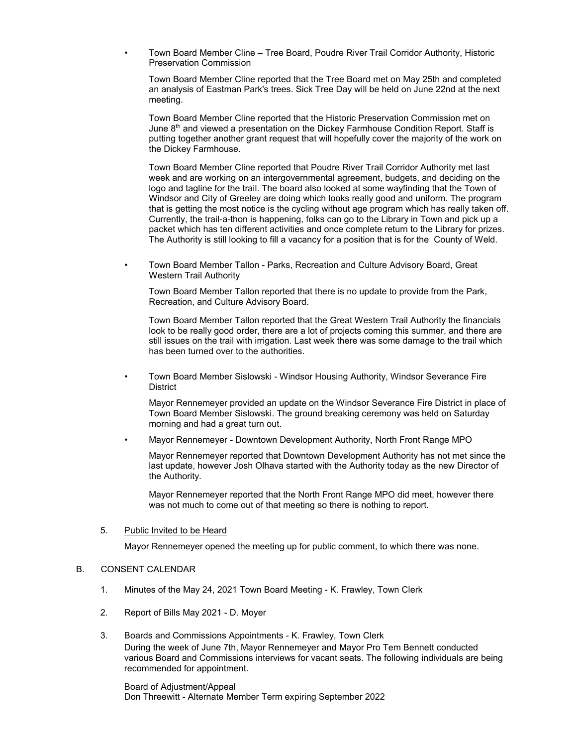- Town Board Member Cline – Tree Board, Poudre River Trail Corridor Authority, Historic Preservation Commission

  Town Board Member Cline reported that the Tree Board met on May 25th and completed an analysis of Eastman Park's trees. Sick Tree Day will be held on June 22nd at the next meeting.

  Town Board Member Cline reported that the Historic Preservation Commission met on June 8th and viewed a presentation on the Dickey Farmhouse Condition Report. Staff is putting together another grant request that will hopefully cover the majority of the work on the Dickey Farmhouse.

  Town Board Member Cline reported that Poudre River Trail Corridor Authority met last week and are working on an intergovernmental agreement, budgets, and deciding on the logo and tagline for the trail. The board also looked at some wayfinding that the Town of Windsor and City of Greeley are doing which looks really good and uniform. The program that is getting the most notice is the cycling without age program which has really taken off. Currently, the trail-a-thon is happening, folks can go to the Library in Town and pick up a packet which has ten different activities and once complete return to the Library for prizes. The Authority is still looking to fill a vacancy for a position that is for the County of Weld.

- Town Board Member Tallon - Parks, Recreation and Culture Advisory Board, Great Western Trail Authority

  Town Board Member Tallon reported that there is no update to provide from the Park, Recreation, and Culture Advisory Board.

  Town Board Member Tallon reported that the Great Western Trail Authority the financials look to be really good order, there are a lot of projects coming this summer, and there are still issues on the trail with irrigation. Last week there was some damage to the trail which has been turned over to the authorities.

- Town Board Member Sislowski - Windsor Housing Authority, Windsor Severance Fire District

  Mayor Rennemeyer provided an update on the Windsor Severance Fire District in place of Town Board Member Sislowski. The ground breaking ceremony was held on Saturday morning and had a great turn out.

- Mayor Rennemeyer - Downtown Development Authority, North Front Range MPO

  Mayor Rennemeyer reported that Downtown Development Authority has not met since the last update, however Josh Olhava started with the Authority today as the new Director of the Authority.

  Mayor Rennemeyer reported that the North Front Range MPO did meet, however there was not much to come out of that meeting so there is nothing to report.

5. Public Invited to be Heard

   Mayor Rennemeyer opened the meeting up for public comment, to which there was none.

B. CONSENT CALENDAR

1. Minutes of the May 24, 2021 Town Board Meeting - K. Frawley, Town Clerk

2. Report of Bills May 2021 - D. Moyer

3. Boards and Commissions Appointments - K. Frawley, Town Clerk

   During the week of June 7th, Mayor Rennemeyer and Mayor Pro Tem Bennett conducted various Board and Commissions interviews for vacant seats. The following individuals are being recommended for appointment.

   Board of Adjustment/Appeal
   Don Threewitt - Alternate Member Term expiring September 2022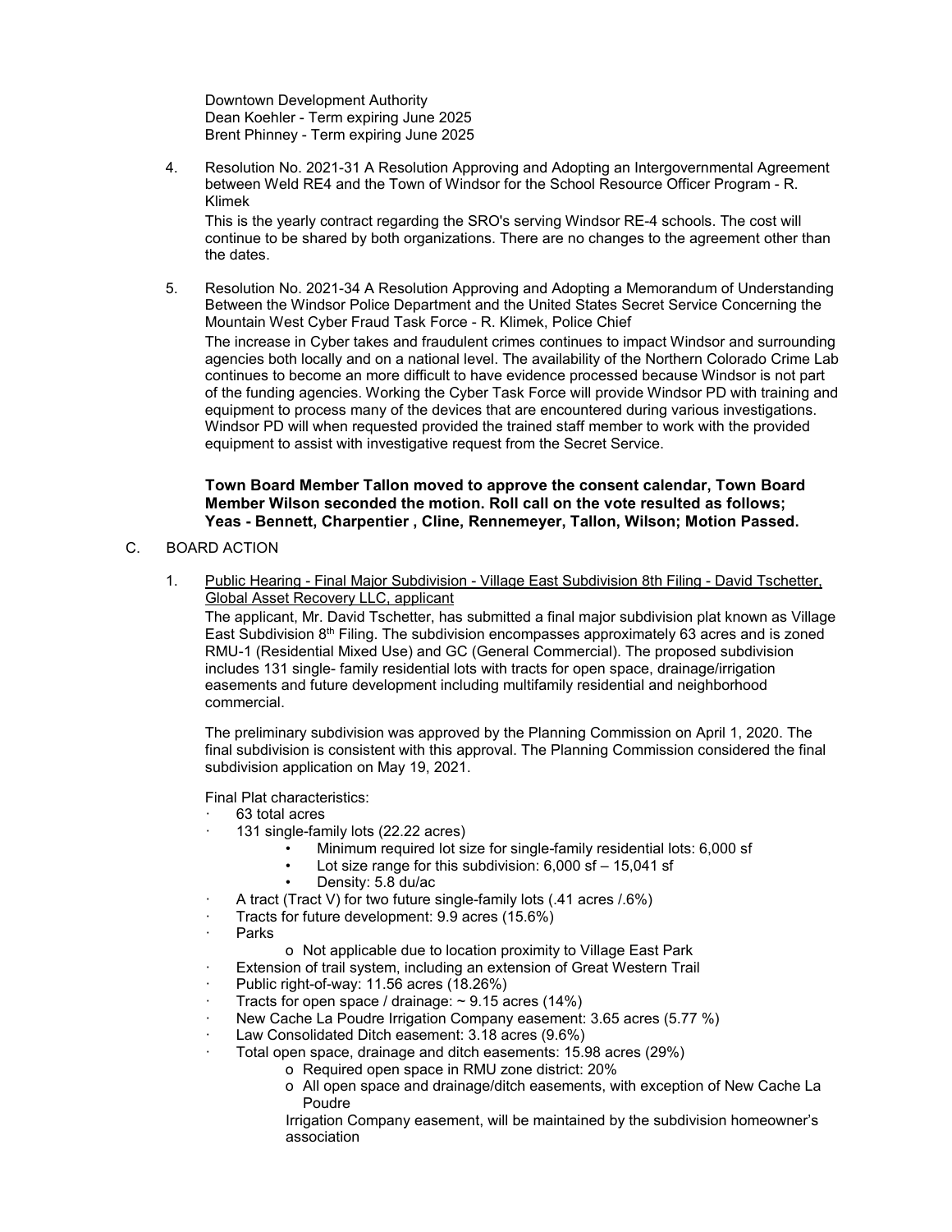Downtown Development Authority
Dean Koehler - Term expiring June 2025
Brent Phinney - Term expiring June 2025

4. Resolution No. 2021-31 A Resolution Approving and Adopting an Intergovernmental Agreement between Weld RE4 and the Town of Windsor for the School Resource Officer Program - R. Klimek

   This is the yearly contract regarding the SRO's serving Windsor RE-4 schools. The cost will continue to be shared by both organizations. There are no changes to the agreement other than the dates.

5. Resolution No. 2021-34 A Resolution Approving and Adopting a Memorandum of Understanding Between the Windsor Police Department and the United States Secret Service Concerning the Mountain West Cyber Fraud Task Force - R. Klimek, Police Chief

   The increase in Cyber takes and fraudulent crimes continues to impact Windsor and surrounding agencies both locally and on a national level. The availability of the Northern Colorado Crime Lab continues to become an more difficult to have evidence processed because Windsor is not part of the funding agencies. Working the Cyber Task Force will provide Windsor PD with training and equipment to process many of the devices that are encountered during various investigations. Windsor PD will when requested provided the trained staff member to work with the provided equipment to assist with investigative request from the Secret Service.

   **Town Board Member Tallon moved to approve the consent calendar, Town Board Member Wilson seconded the motion. Roll call on the vote resulted as follows; Yeas - Bennett, Charpentier , Cline, Rennemeyer, Tallon, Wilson; Motion Passed.**

C. BOARD ACTION

1. Public Hearing - Final Major Subdivision - Village East Subdivision 8th Filing - David Tschetter, Global Asset Recovery LLC, applicant

   The applicant, Mr. David Tschetter, has submitted a final major subdivision plat known as Village East Subdivision 8th Filing. The subdivision encompasses approximately 63 acres and is zoned RMU-1 (Residential Mixed Use) and GC (General Commercial). The proposed subdivision includes 131 single- family residential lots with tracts for open space, drainage/irrigation easements and future development including multifamily residential and neighborhood commercial.

   The preliminary subdivision was approved by the Planning Commission on April 1, 2020. The final subdivision is consistent with this approval. The Planning Commission considered the final subdivision application on May 19, 2021.

   Final Plat characteristics:

   - 63 total acres
   - 131 single-family lots (22.22 acres)
     - Minimum required lot size for single-family residential lots: 6,000 sf
     - Lot size range for this subdivision: 6,000 sf – 15,041 sf
     - Density: 5.8 du/ac
   - A tract (Tract V) for two future single-family lots (.41 acres /.6%)
   - Tracts for future development: 9.9 acres (15.6%)
   - Parks
     - Not applicable due to location proximity to Village East Park
   - Extension of trail system, including an extension of Great Western Trail
   - Public right-of-way: 11.56 acres (18.26%)
   - Tracts for open space / drainage: ~ 9.15 acres (14%)
   - New Cache La Poudre Irrigation Company easement: 3.65 acres (5.77 %)
   - Law Consolidated Ditch easement: 3.18 acres (9.6%)
   - Total open space, drainage and ditch easements: 15.98 acres (29%)
     - Required open space in RMU zone district: 20%
     - All open space and drainage/ditch easements, with exception of New Cache La Poudre

       Irrigation Company easement, will be maintained by the subdivision homeowner's association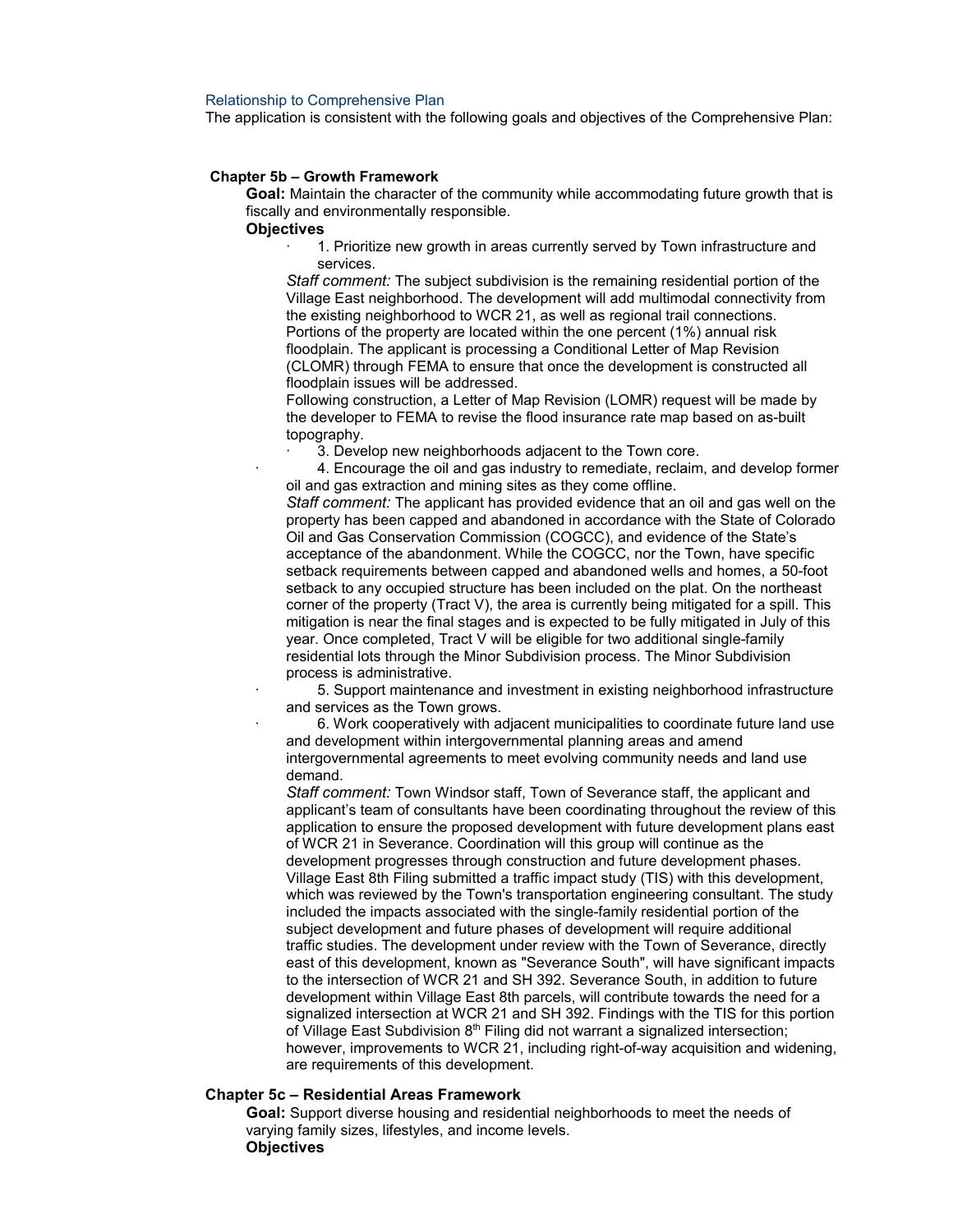### Relationship to Comprehensive Plan

The application is consistent with the following goals and objectives of the Comprehensive Plan:

**Chapter 5b – Growth Framework**

**Goal:** Maintain the character of the community while accommodating future growth that is fiscally and environmentally responsible.

**Objectives**

- 1. Prioritize new growth in areas currently served by Town infrastructure and services.

*Staff comment:* The subject subdivision is the remaining residential portion of the Village East neighborhood. The development will add multimodal connectivity from the existing neighborhood to WCR 21, as well as regional trail connections. Portions of the property are located within the one percent (1%) annual risk floodplain. The applicant is processing a Conditional Letter of Map Revision (CLOMR) through FEMA to ensure that once the development is constructed all floodplain issues will be addressed.

Following construction, a Letter of Map Revision (LOMR) request will be made by the developer to FEMA to revise the flood insurance rate map based on as-built topography.

- 3. Develop new neighborhoods adjacent to the Town core.
- 4. Encourage the oil and gas industry to remediate, reclaim, and develop former oil and gas extraction and mining sites as they come offline.

*Staff comment:* The applicant has provided evidence that an oil and gas well on the property has been capped and abandoned in accordance with the State of Colorado Oil and Gas Conservation Commission (COGCC), and evidence of the State's acceptance of the abandonment. While the COGCC, nor the Town, have specific setback requirements between capped and abandoned wells and homes, a 50-foot setback to any occupied structure has been included on the plat. On the northeast corner of the property (Tract V), the area is currently being mitigated for a spill. This mitigation is near the final stages and is expected to be fully mitigated in July of this year. Once completed, Tract V will be eligible for two additional single-family residential lots through the Minor Subdivision process. The Minor Subdivision process is administrative.

- 5. Support maintenance and investment in existing neighborhood infrastructure and services as the Town grows.
- 6. Work cooperatively with adjacent municipalities to coordinate future land use and development within intergovernmental planning areas and amend intergovernmental agreements to meet evolving community needs and land use demand.

*Staff comment:* Town Windsor staff, Town of Severance staff, the applicant and applicant's team of consultants have been coordinating throughout the review of this application to ensure the proposed development with future development plans east of WCR 21 in Severance. Coordination will this group will continue as the development progresses through construction and future development phases. Village East 8th Filing submitted a traffic impact study (TIS) with this development, which was reviewed by the Town's transportation engineering consultant. The study included the impacts associated with the single-family residential portion of the subject development and future phases of development will require additional traffic studies. The development under review with the Town of Severance, directly east of this development, known as "Severance South", will have significant impacts to the intersection of WCR 21 and SH 392. Severance South, in addition to future development within Village East 8th parcels, will contribute towards the need for a signalized intersection at WCR 21 and SH 392. Findings with the TIS for this portion of Village East Subdivision 8th Filing did not warrant a signalized intersection; however, improvements to WCR 21, including right-of-way acquisition and widening, are requirements of this development.

**Chapter 5c – Residential Areas Framework**

**Goal:** Support diverse housing and residential neighborhoods to meet the needs of varying family sizes, lifestyles, and income levels.

**Objectives**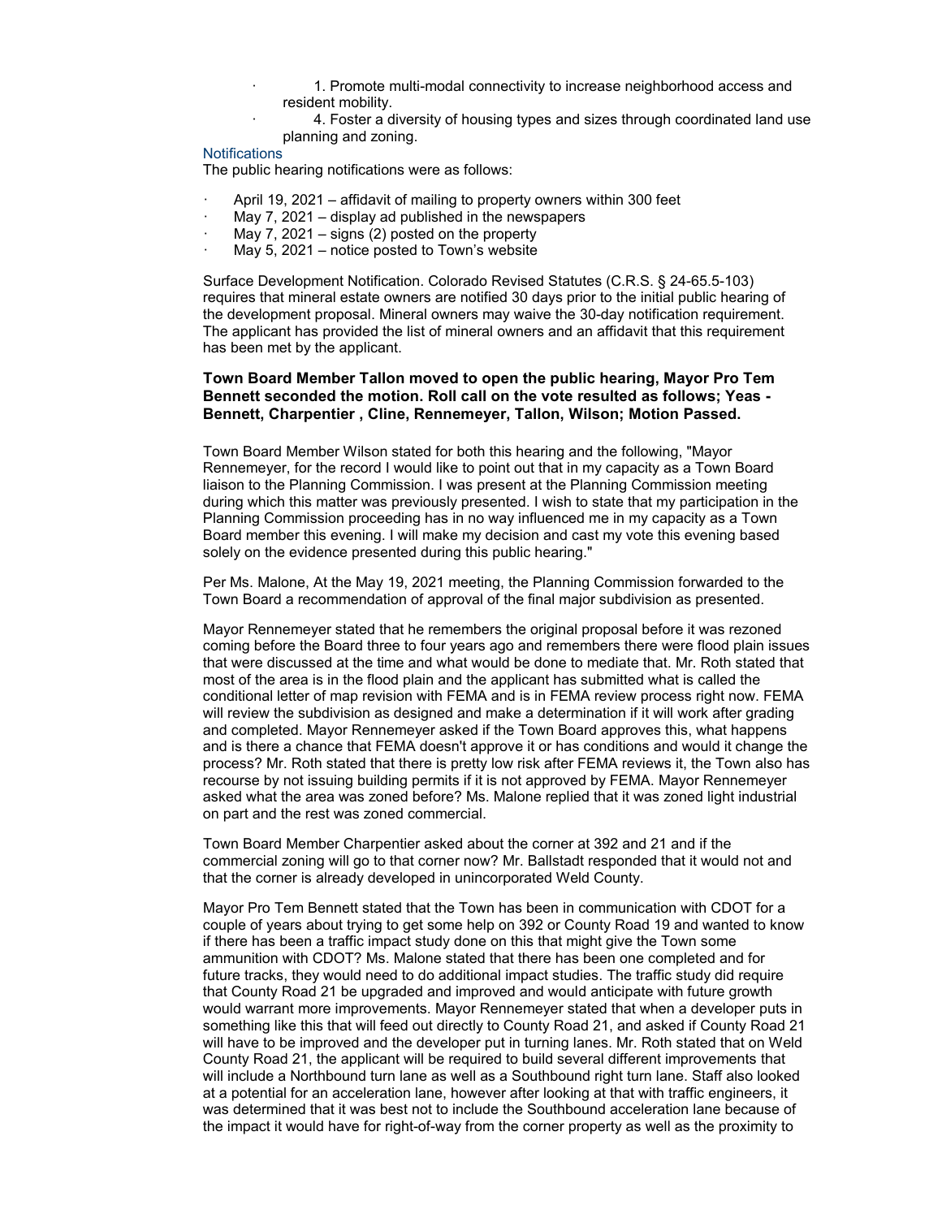- 1. Promote multi-modal connectivity to increase neighborhood access and resident mobility.
- 4. Foster a diversity of housing types and sizes through coordinated land use planning and zoning.

### Notifications

The public hearing notifications were as follows:

- April 19, 2021 – affidavit of mailing to property owners within 300 feet
- May 7, 2021 – display ad published in the newspapers
- May 7, 2021 – signs (2) posted on the property
- May 5, 2021 – notice posted to Town's website

Surface Development Notification. Colorado Revised Statutes (C.R.S. § 24-65.5-103) requires that mineral estate owners are notified 30 days prior to the initial public hearing of the development proposal. Mineral owners may waive the 30-day notification requirement. The applicant has provided the list of mineral owners and an affidavit that this requirement has been met by the applicant.

**Town Board Member Tallon moved to open the public hearing, Mayor Pro Tem Bennett seconded the motion. Roll call on the vote resulted as follows; Yeas - Bennett, Charpentier , Cline, Rennemeyer, Tallon, Wilson; Motion Passed.**

Town Board Member Wilson stated for both this hearing and the following, "Mayor Rennemeyer, for the record I would like to point out that in my capacity as a Town Board liaison to the Planning Commission. I was present at the Planning Commission meeting during which this matter was previously presented. I wish to state that my participation in the Planning Commission proceeding has in no way influenced me in my capacity as a Town Board member this evening. I will make my decision and cast my vote this evening based solely on the evidence presented during this public hearing."

Per Ms. Malone, At the May 19, 2021 meeting, the Planning Commission forwarded to the Town Board a recommendation of approval of the final major subdivision as presented.

Mayor Rennemeyer stated that he remembers the original proposal before it was rezoned coming before the Board three to four years ago and remembers there were flood plain issues that were discussed at the time and what would be done to mediate that. Mr. Roth stated that most of the area is in the flood plain and the applicant has submitted what is called the conditional letter of map revision with FEMA and is in FEMA review process right now. FEMA will review the subdivision as designed and make a determination if it will work after grading and completed. Mayor Rennemeyer asked if the Town Board approves this, what happens and is there a chance that FEMA doesn't approve it or has conditions and would it change the process? Mr. Roth stated that there is pretty low risk after FEMA reviews it, the Town also has recourse by not issuing building permits if it is not approved by FEMA. Mayor Rennemeyer asked what the area was zoned before? Ms. Malone replied that it was zoned light industrial on part and the rest was zoned commercial.

Town Board Member Charpentier asked about the corner at 392 and 21 and if the commercial zoning will go to that corner now? Mr. Ballstadt responded that it would not and that the corner is already developed in unincorporated Weld County.

Mayor Pro Tem Bennett stated that the Town has been in communication with CDOT for a couple of years about trying to get some help on 392 or County Road 19 and wanted to know if there has been a traffic impact study done on this that might give the Town some ammunition with CDOT? Ms. Malone stated that there has been one completed and for future tracks, they would need to do additional impact studies. The traffic study did require that County Road 21 be upgraded and improved and would anticipate with future growth would warrant more improvements. Mayor Rennemeyer stated that when a developer puts in something like this that will feed out directly to County Road 21, and asked if County Road 21 will have to be improved and the developer put in turning lanes. Mr. Roth stated that on Weld County Road 21, the applicant will be required to build several different improvements that will include a Northbound turn lane as well as a Southbound right turn lane. Staff also looked at a potential for an acceleration lane, however after looking at that with traffic engineers, it was determined that it was best not to include the Southbound acceleration lane because of the impact it would have for right-of-way from the corner property as well as the proximity to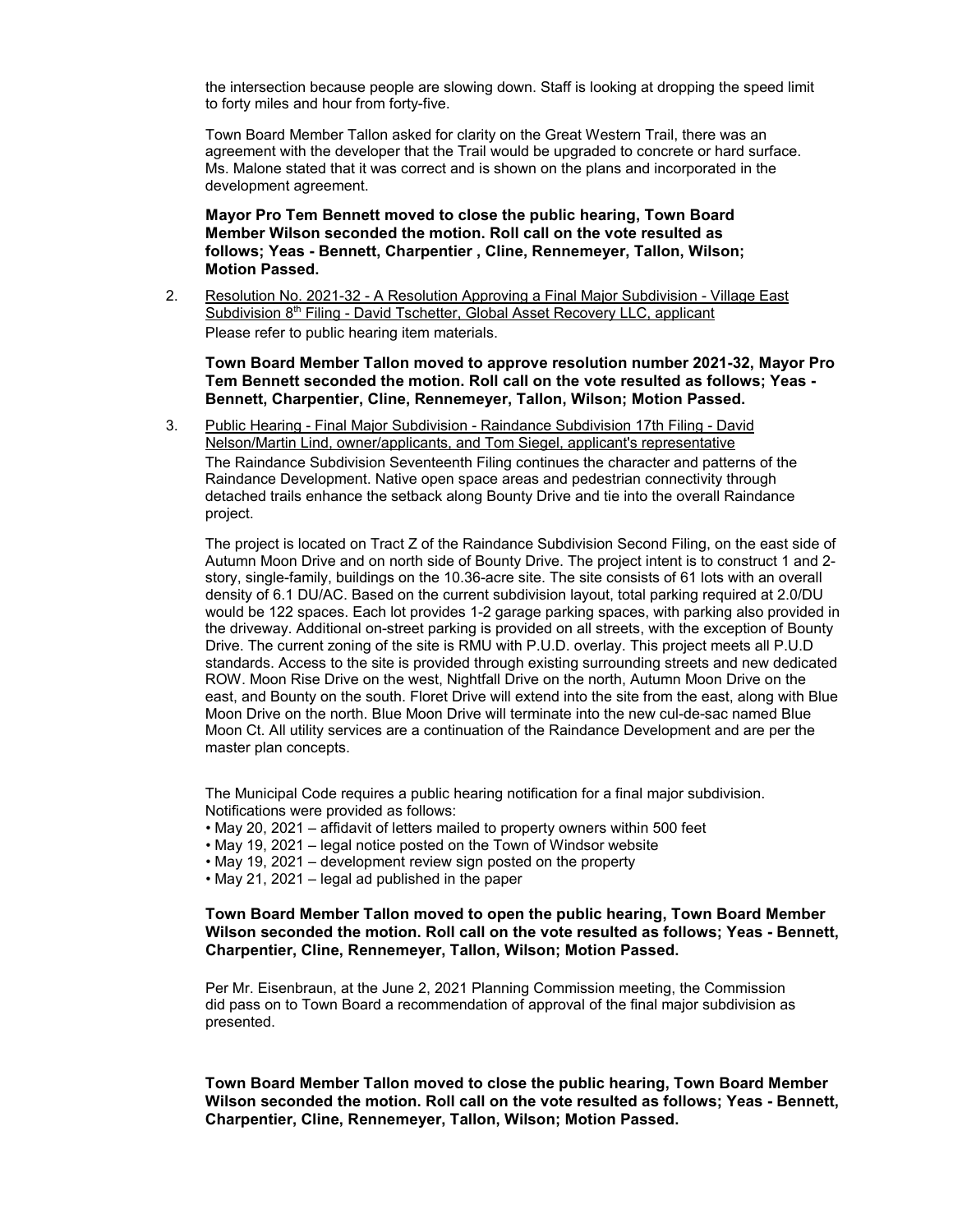the intersection because people are slowing down. Staff is looking at dropping the speed limit to forty miles and hour from forty-five.

Town Board Member Tallon asked for clarity on the Great Western Trail, there was an agreement with the developer that the Trail would be upgraded to concrete or hard surface. Ms. Malone stated that it was correct and is shown on the plans and incorporated in the development agreement.

**Mayor Pro Tem Bennett moved to close the public hearing, Town Board Member Wilson seconded the motion. Roll call on the vote resulted as follows; Yeas - Bennett, Charpentier , Cline, Rennemeyer, Tallon, Wilson; Motion Passed.**

2. Resolution No. 2021-32 - A Resolution Approving a Final Major Subdivision - Village East Subdivision 8th Filing - David Tschetter, Global Asset Recovery LLC, applicant
   Please refer to public hearing item materials.

   **Town Board Member Tallon moved to approve resolution number 2021-32, Mayor Pro Tem Bennett seconded the motion. Roll call on the vote resulted as follows; Yeas - Bennett, Charpentier, Cline, Rennemeyer, Tallon, Wilson; Motion Passed.**

3. Public Hearing - Final Major Subdivision - Raindance Subdivision 17th Filing - David Nelson/Martin Lind, owner/applicants, and Tom Siegel, applicant's representative
   The Raindance Subdivision Seventeenth Filing continues the character and patterns of the Raindance Development. Native open space areas and pedestrian connectivity through detached trails enhance the setback along Bounty Drive and tie into the overall Raindance project.

   The project is located on Tract Z of the Raindance Subdivision Second Filing, on the east side of Autumn Moon Drive and on north side of Bounty Drive. The project intent is to construct 1 and 2-story, single-family, buildings on the 10.36-acre site. The site consists of 61 lots with an overall density of 6.1 DU/AC. Based on the current subdivision layout, total parking required at 2.0/DU would be 122 spaces. Each lot provides 1-2 garage parking spaces, with parking also provided in the driveway. Additional on-street parking is provided on all streets, with the exception of Bounty Drive. The current zoning of the site is RMU with P.U.D. overlay. This project meets all P.U.D standards. Access to the site is provided through existing surrounding streets and new dedicated ROW. Moon Rise Drive on the west, Nightfall Drive on the north, Autumn Moon Drive on the east, and Bounty on the south. Floret Drive will extend into the site from the east, along with Blue Moon Drive on the north. Blue Moon Drive will terminate into the new cul-de-sac named Blue Moon Ct. All utility services are a continuation of the Raindance Development and are per the master plan concepts.

   The Municipal Code requires a public hearing notification for a final major subdivision. Notifications were provided as follows:
   - May 20, 2021 – affidavit of letters mailed to property owners within 500 feet
   - May 19, 2021 – legal notice posted on the Town of Windsor website
   - May 19, 2021 – development review sign posted on the property
   - May 21, 2021 – legal ad published in the paper

   **Town Board Member Tallon moved to open the public hearing, Town Board Member Wilson seconded the motion. Roll call on the vote resulted as follows; Yeas - Bennett, Charpentier, Cline, Rennemeyer, Tallon, Wilson; Motion Passed.**

   Per Mr. Eisenbraun, at the June 2, 2021 Planning Commission meeting, the Commission did pass on to Town Board a recommendation of approval of the final major subdivision as presented.

   **Town Board Member Tallon moved to close the public hearing, Town Board Member Wilson seconded the motion. Roll call on the vote resulted as follows; Yeas - Bennett, Charpentier, Cline, Rennemeyer, Tallon, Wilson; Motion Passed.**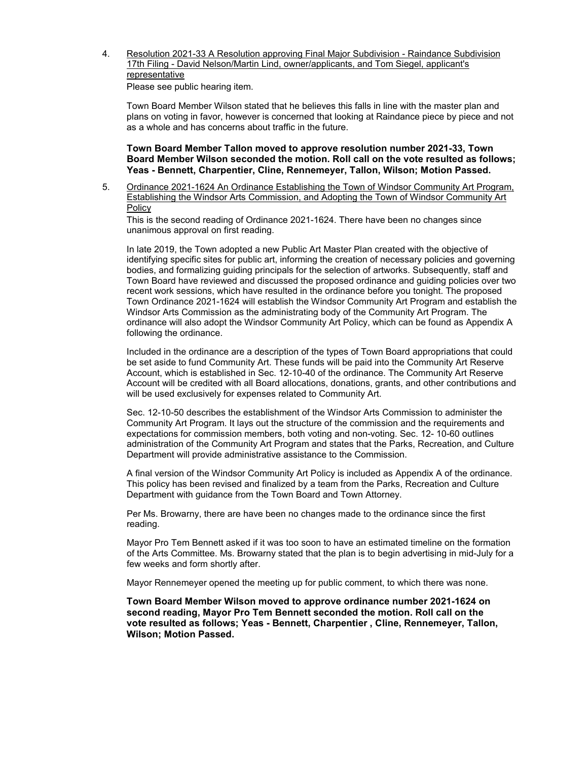4. Resolution 2021-33 A Resolution approving Final Major Subdivision - Raindance Subdivision 17th Filing - David Nelson/Martin Lind, owner/applicants, and Tom Siegel, applicant's representative

   Please see public hearing item.

   Town Board Member Wilson stated that he believes this falls in line with the master plan and plans on voting in favor, however is concerned that looking at Raindance piece by piece and not as a whole and has concerns about traffic in the future.

   **Town Board Member Tallon moved to approve resolution number 2021-33, Town Board Member Wilson seconded the motion. Roll call on the vote resulted as follows; Yeas - Bennett, Charpentier, Cline, Rennemeyer, Tallon, Wilson; Motion Passed.**

5. Ordinance 2021-1624 An Ordinance Establishing the Town of Windsor Community Art Program, Establishing the Windsor Arts Commission, and Adopting the Town of Windsor Community Art Policy

   This is the second reading of Ordinance 2021-1624. There have been no changes since unanimous approval on first reading.

   In late 2019, the Town adopted a new Public Art Master Plan created with the objective of identifying specific sites for public art, informing the creation of necessary policies and governing bodies, and formalizing guiding principals for the selection of artworks. Subsequently, staff and Town Board have reviewed and discussed the proposed ordinance and guiding policies over two recent work sessions, which have resulted in the ordinance before you tonight. The proposed Town Ordinance 2021-1624 will establish the Windsor Community Art Program and establish the Windsor Arts Commission as the administrating body of the Community Art Program. The ordinance will also adopt the Windsor Community Art Policy, which can be found as Appendix A following the ordinance.

   Included in the ordinance are a description of the types of Town Board appropriations that could be set aside to fund Community Art. These funds will be paid into the Community Art Reserve Account, which is established in Sec. 12-10-40 of the ordinance. The Community Art Reserve Account will be credited with all Board allocations, donations, grants, and other contributions and will be used exclusively for expenses related to Community Art.

   Sec. 12-10-50 describes the establishment of the Windsor Arts Commission to administer the Community Art Program. It lays out the structure of the commission and the requirements and expectations for commission members, both voting and non-voting. Sec. 12- 10-60 outlines administration of the Community Art Program and states that the Parks, Recreation, and Culture Department will provide administrative assistance to the Commission.

   A final version of the Windsor Community Art Policy is included as Appendix A of the ordinance. This policy has been revised and finalized by a team from the Parks, Recreation and Culture Department with guidance from the Town Board and Town Attorney.

   Per Ms. Browarny, there are have been no changes made to the ordinance since the first reading.

   Mayor Pro Tem Bennett asked if it was too soon to have an estimated timeline on the formation of the Arts Committee. Ms. Browarny stated that the plan is to begin advertising in mid-July for a few weeks and form shortly after.

   Mayor Rennemeyer opened the meeting up for public comment, to which there was none.

   **Town Board Member Wilson moved to approve ordinance number 2021-1624 on second reading, Mayor Pro Tem Bennett seconded the motion. Roll call on the vote resulted as follows; Yeas - Bennett, Charpentier , Cline, Rennemeyer, Tallon, Wilson; Motion Passed.**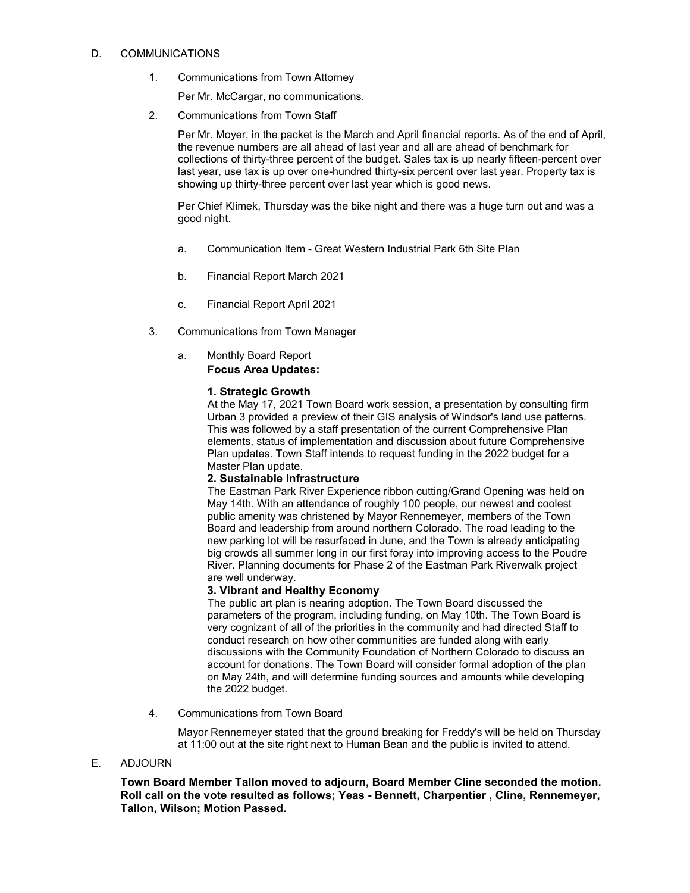D. COMMUNICATIONS

1. Communications from Town Attorney

   Per Mr. McCargar, no communications.

2. Communications from Town Staff

   Per Mr. Moyer, in the packet is the March and April financial reports. As of the end of April, the revenue numbers are all ahead of last year and all are ahead of benchmark for collections of thirty-three percent of the budget. Sales tax is up nearly fifteen-percent over last year, use tax is up over one-hundred thirty-six percent over last year. Property tax is showing up thirty-three percent over last year which is good news.

   Per Chief Klimek, Thursday was the bike night and there was a huge turn out and was a good night.

   a. Communication Item - Great Western Industrial Park 6th Site Plan

   b. Financial Report March 2021

   c. Financial Report April 2021

3. Communications from Town Manager

   a. Monthly Board Report

      **Focus Area Updates:**

      **1. Strategic Growth**

      At the May 17, 2021 Town Board work session, a presentation by consulting firm Urban 3 provided a preview of their GIS analysis of Windsor's land use patterns. This was followed by a staff presentation of the current Comprehensive Plan elements, status of implementation and discussion about future Comprehensive Plan updates. Town Staff intends to request funding in the 2022 budget for a Master Plan update.

      **2. Sustainable Infrastructure**

      The Eastman Park River Experience ribbon cutting/Grand Opening was held on May 14th. With an attendance of roughly 100 people, our newest and coolest public amenity was christened by Mayor Rennemeyer, members of the Town Board and leadership from around northern Colorado. The road leading to the new parking lot will be resurfaced in June, and the Town is already anticipating big crowds all summer long in our first foray into improving access to the Poudre River. Planning documents for Phase 2 of the Eastman Park Riverwalk project are well underway.

      **3. Vibrant and Healthy Economy**

      The public art plan is nearing adoption. The Town Board discussed the parameters of the program, including funding, on May 10th. The Town Board is very cognizant of all of the priorities in the community and had directed Staff to conduct research on how other communities are funded along with early discussions with the Community Foundation of Northern Colorado to discuss an account for donations. The Town Board will consider formal adoption of the plan on May 24th, and will determine funding sources and amounts while developing the 2022 budget.

4. Communications from Town Board

   Mayor Rennemeyer stated that the ground breaking for Freddy's will be held on Thursday at 11:00 out at the site right next to Human Bean and the public is invited to attend.

E. ADJOURN

**Town Board Member Tallon moved to adjourn, Board Member Cline seconded the motion. Roll call on the vote resulted as follows; Yeas - Bennett, Charpentier , Cline, Rennemeyer, Tallon, Wilson; Motion Passed.**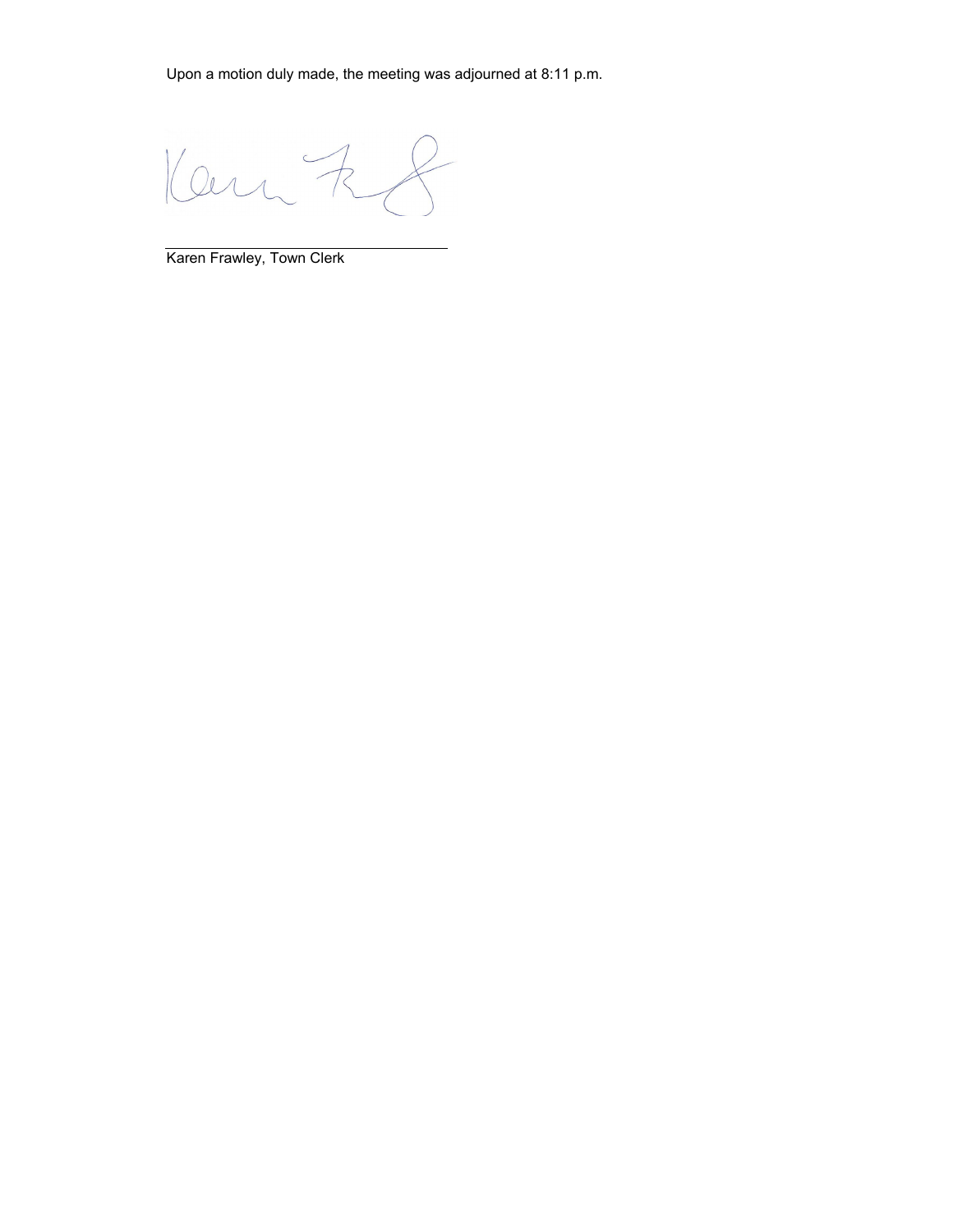Upon a motion duly made, the meeting was adjourned at 8:11 p.m.

Karen Frawley, Town Clerk